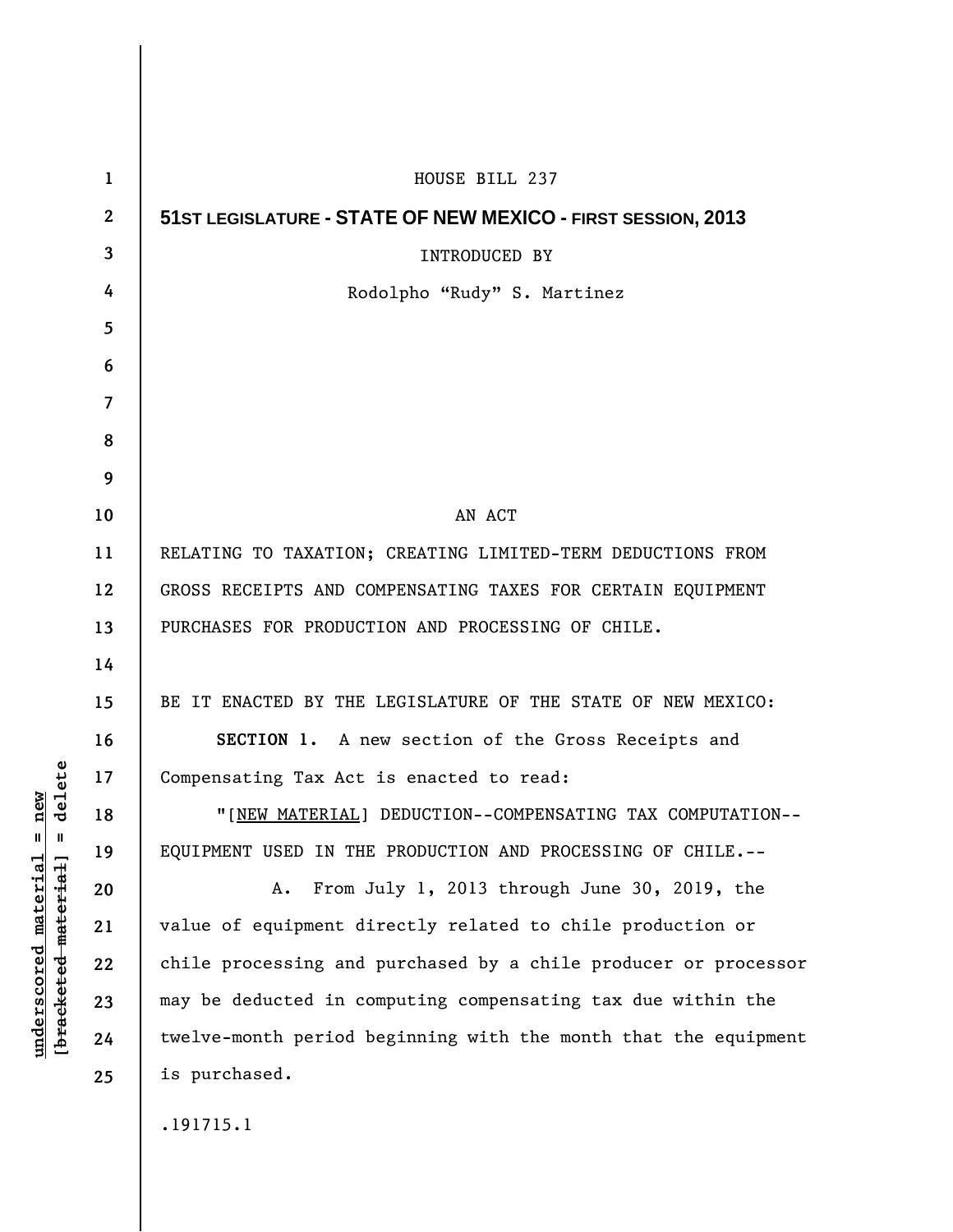HOUSE BILL 237

**51ST LEGISLATURE - STATE OF NEW MEXICO - FIRST SESSION, 2013**

INTRODUCED BY

Rodolpho "Rudy" S. Martinez

AN ACT

RELATING TO TAXATION; CREATING LIMITED-TERM DEDUCTIONS FROM GROSS RECEIPTS AND COMPENSATING TAXES FOR CERTAIN EQUIPMENT PURCHASES FOR PRODUCTION AND PROCESSING OF CHILE.

BE IT ENACTED BY THE LEGISLATURE OF THE STATE OF NEW MEXICO:

**SECTION 1.** A new section of the Gross Receipts and Compensating Tax Act is enacted to read:

"[NEW MATERIAL] DEDUCTION--COMPENSATING TAX COMPUTATION--EQUIPMENT USED IN THE PRODUCTION AND PROCESSING OF CHILE.--

A. From July 1, 2013 through June 30, 2019, the value of equipment directly related to chile production or chile processing and purchased by a chile producer or processor may be deducted in computing compensating tax due within the twelve-month period beginning with the month that the equipment is purchased.

.191715.1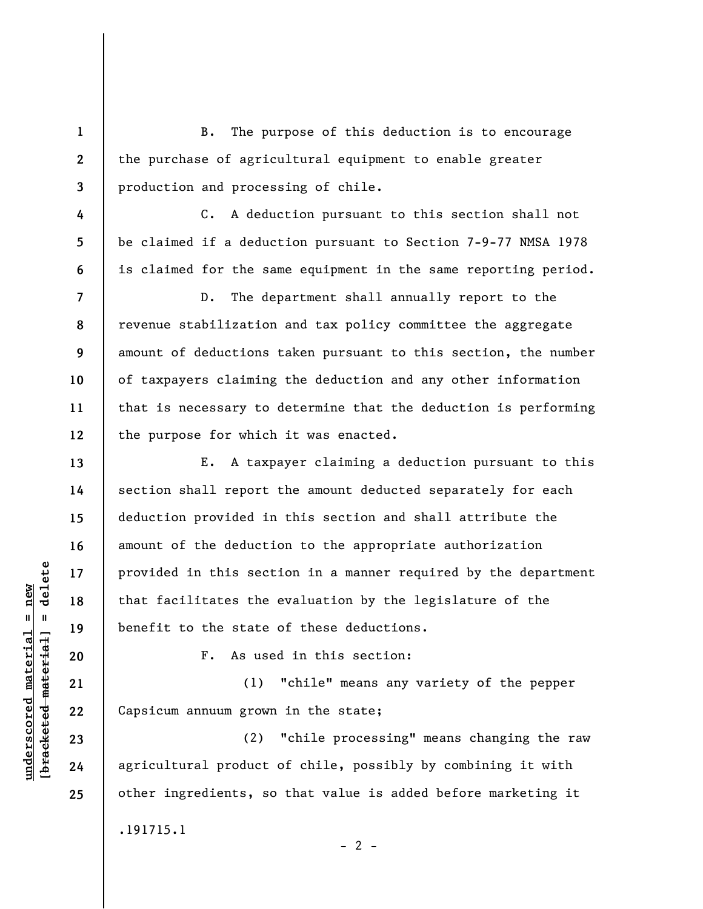B. The purpose of this deduction is to encourage the purchase of agricultural equipment to enable greater production and processing of chile.

C. A deduction pursuant to this section shall not be claimed if a deduction pursuant to Section 7-9-77 NMSA 1978 is claimed for the same equipment in the same reporting period.

D. The department shall annually report to the revenue stabilization and tax policy committee the aggregate amount of deductions taken pursuant to this section, the number of taxpayers claiming the deduction and any other information that is necessary to determine that the deduction is performing the purpose for which it was enacted.

E. A taxpayer claiming a deduction pursuant to this section shall report the amount deducted separately for each deduction provided in this section and shall attribute the amount of the deduction to the appropriate authorization provided in this section in a manner required by the department that facilitates the evaluation by the legislature of the benefit to the state of these deductions.

F. As used in this section:

(1) "chile" means any variety of the pepper Capsicum annuum grown in the state;

(2) "chile processing" means changing the raw agricultural product of chile, possibly by combining it with other ingredients, so that value is added before marketing it

.191715.1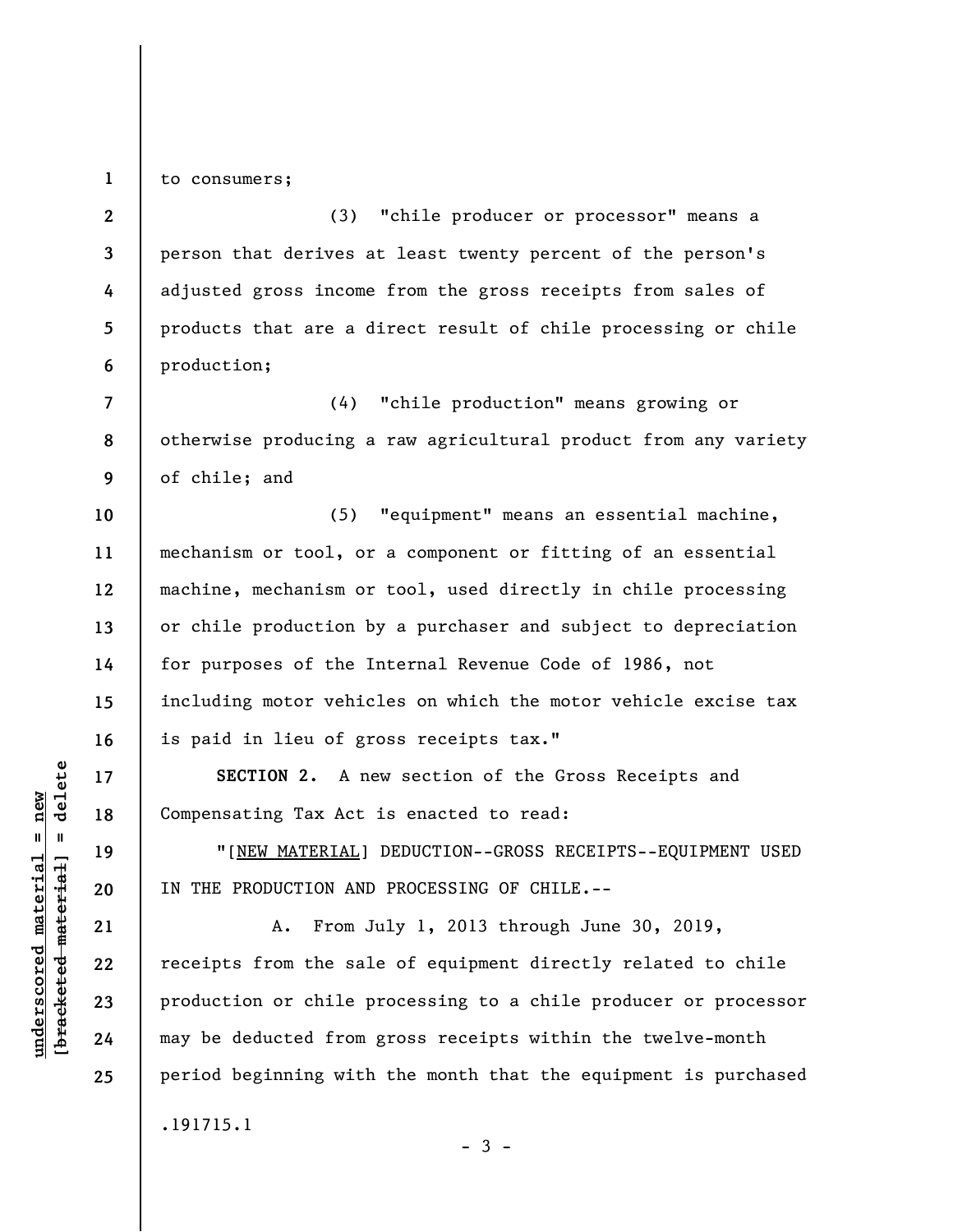to consumers;

(3) "chile producer or processor" means a person that derives at least twenty percent of the person's adjusted gross income from the gross receipts from sales of products that are a direct result of chile processing or chile production;

(4) "chile production" means growing or otherwise producing a raw agricultural product from any variety of chile; and

(5) "equipment" means an essential machine, mechanism or tool, or a component or fitting of an essential machine, mechanism or tool, used directly in chile processing or chile production by a purchaser and subject to depreciation for purposes of the Internal Revenue Code of 1986, not including motor vehicles on which the motor vehicle excise tax is paid in lieu of gross receipts tax."

**SECTION 2.** A new section of the Gross Receipts and Compensating Tax Act is enacted to read:

"[NEW MATERIAL] DEDUCTION--GROSS RECEIPTS--EQUIPMENT USED IN THE PRODUCTION AND PROCESSING OF CHILE.--

A. From July 1, 2013 through June 30, 2019, receipts from the sale of equipment directly related to chile production or chile processing to a chile producer or processor may be deducted from gross receipts within the twelve-month period beginning with the month that the equipment is purchased

.191715.1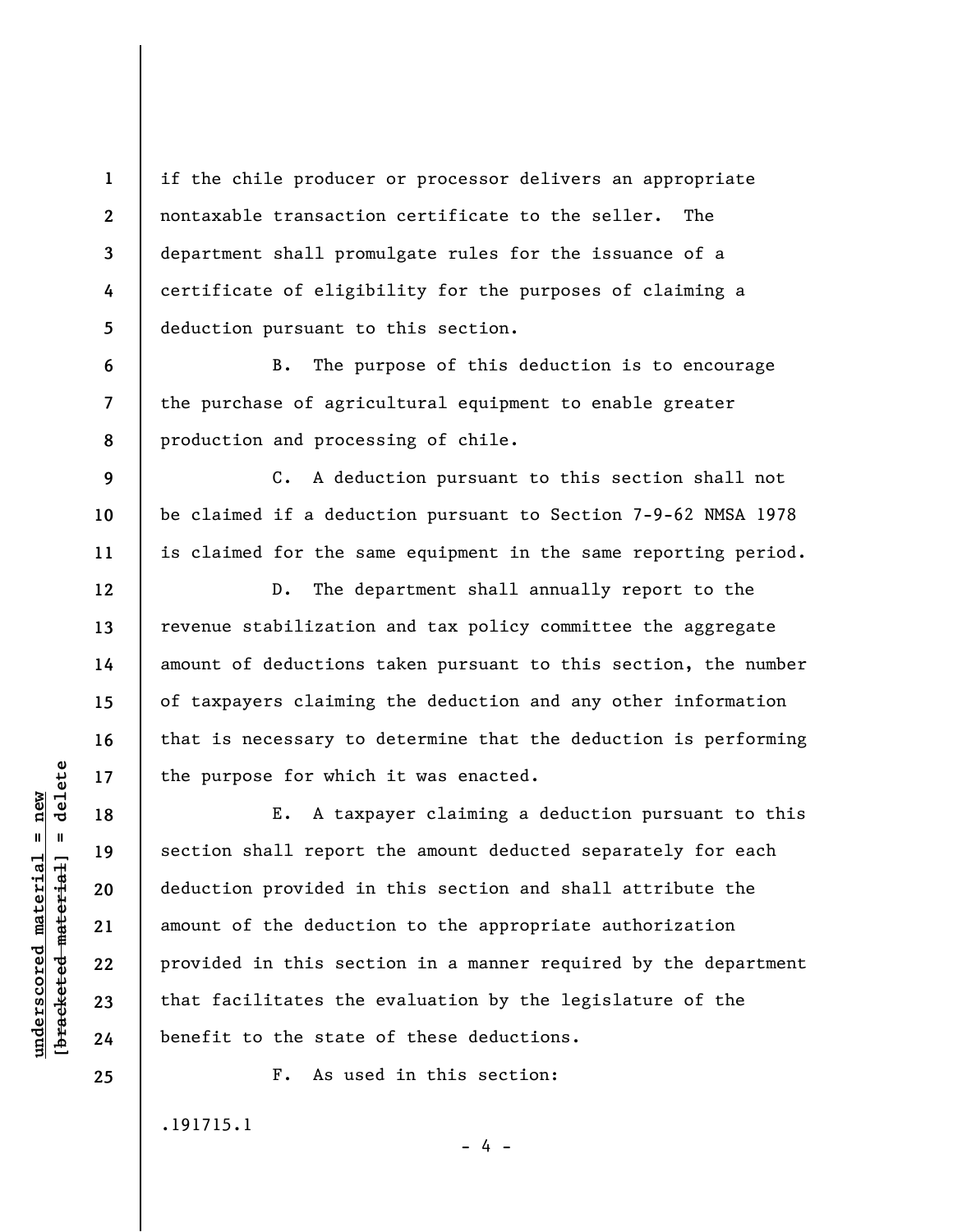if the chile producer or processor delivers an appropriate nontaxable transaction certificate to the seller. The department shall promulgate rules for the issuance of a certificate of eligibility for the purposes of claiming a deduction pursuant to this section.

B. The purpose of this deduction is to encourage the purchase of agricultural equipment to enable greater production and processing of chile.

C. A deduction pursuant to this section shall not be claimed if a deduction pursuant to Section 7-9-62 NMSA 1978 is claimed for the same equipment in the same reporting period.

D. The department shall annually report to the revenue stabilization and tax policy committee the aggregate amount of deductions taken pursuant to this section, the number of taxpayers claiming the deduction and any other information that is necessary to determine that the deduction is performing the purpose for which it was enacted.

E. A taxpayer claiming a deduction pursuant to this section shall report the amount deducted separately for each deduction provided in this section and shall attribute the amount of the deduction to the appropriate authorization provided in this section in a manner required by the department that facilitates the evaluation by the legislature of the benefit to the state of these deductions.

F. As used in this section:

.191715.1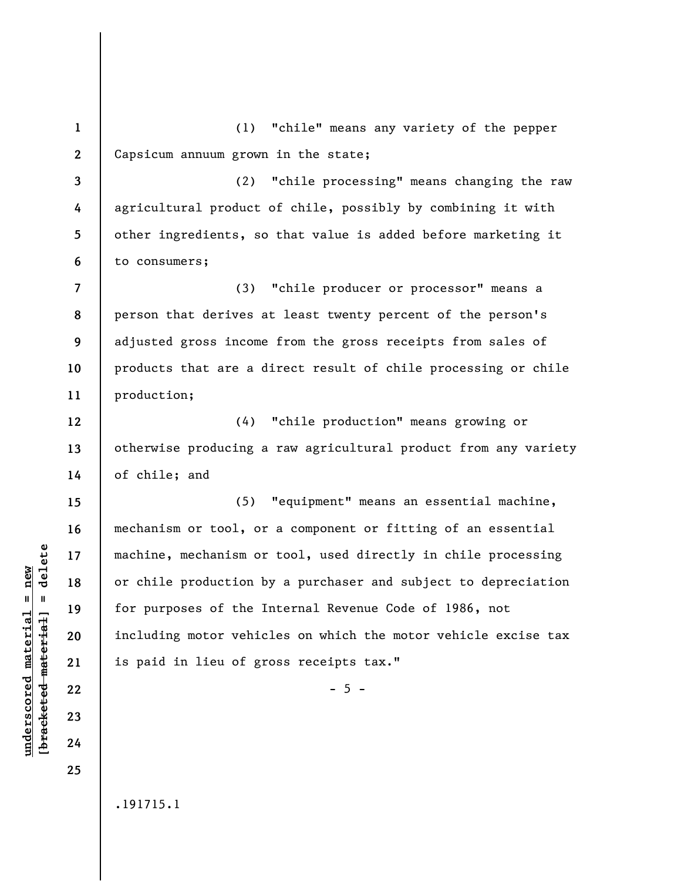(1) "chile" means any variety of the pepper Capsicum annuum grown in the state;

(2) "chile processing" means changing the raw agricultural product of chile, possibly by combining it with other ingredients, so that value is added before marketing it to consumers;

(3) "chile producer or processor" means a person that derives at least twenty percent of the person's adjusted gross income from the gross receipts from sales of products that are a direct result of chile processing or chile production;

(4) "chile production" means growing or otherwise producing a raw agricultural product from any variety of chile; and

(5) "equipment" means an essential machine, mechanism or tool, or a component or fitting of an essential machine, mechanism or tool, used directly in chile processing or chile production by a purchaser and subject to depreciation for purposes of the Internal Revenue Code of 1986, not including motor vehicles on which the motor vehicle excise tax is paid in lieu of gross receipts tax."

.191715.1